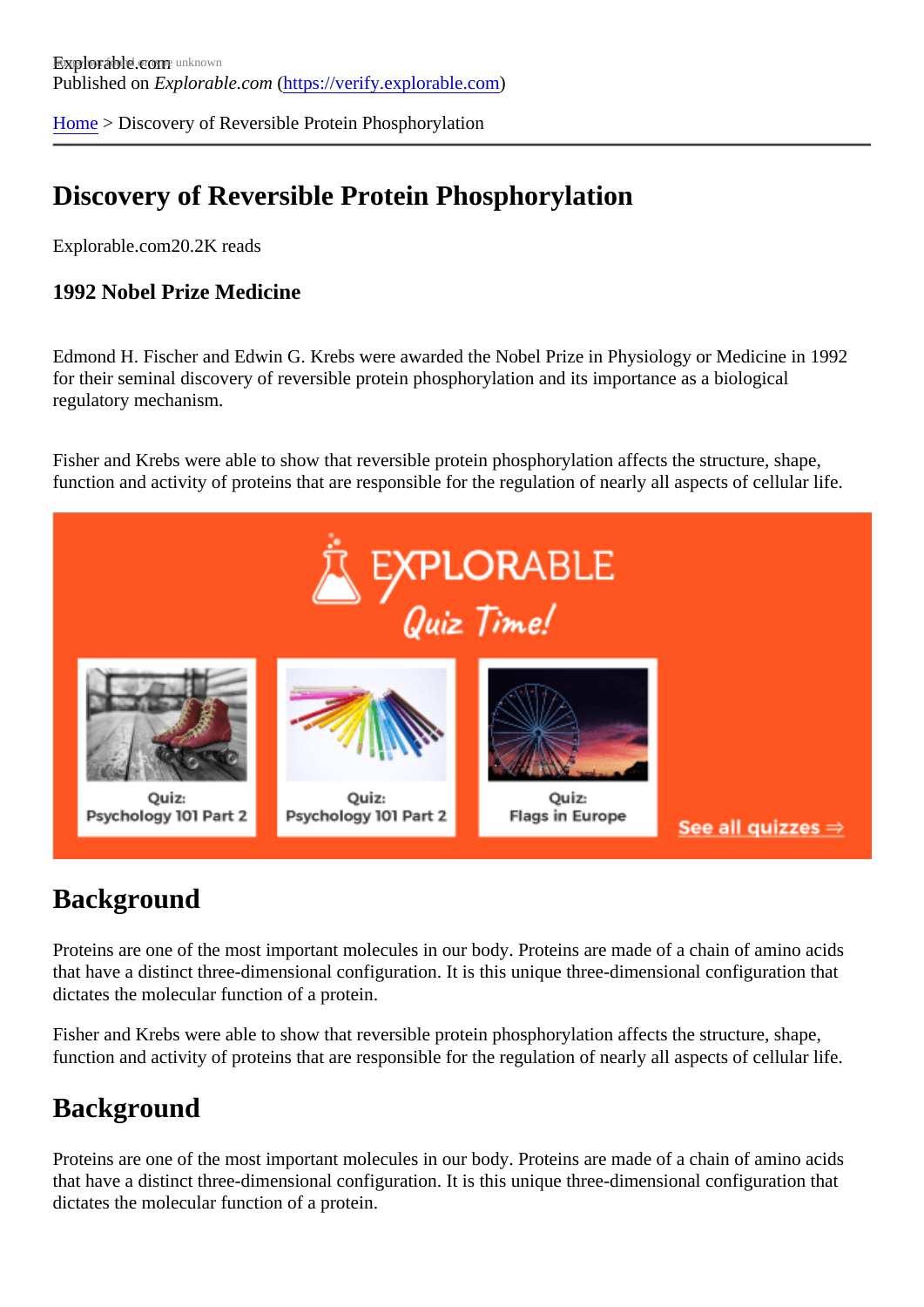Explorable.com
Published on *Explorable.com* (https://verify.explorable.com)

Home > Discovery of Reversible Protein Phosphorylation

# Discovery of Reversible Protein Phosphorylation

Explorable.com20.2K reads

### 1992 Nobel Prize Medicine

Edmond H. Fischer and Edwin G. Krebs were awarded the Nobel Prize in Physiology or Medicine in 1992 for their seminal discovery of reversible protein phosphorylation and its importance as a biological regulatory mechanism.

Fisher and Krebs were able to show that reversible protein phosphorylation affects the structure, shape, function and activity of proteins that are responsible for the regulation of nearly all aspects of cellular life.

## Background

Proteins are one of the most important molecules in our body. Proteins are made of a chain of amino acids that have a distinct three-dimensional configuration. It is this unique three-dimensional configuration that dictates the molecular function of a protein.

Fisher and Krebs were able to show that reversible protein phosphorylation affects the structure, shape, function and activity of proteins that are responsible for the regulation of nearly all aspects of cellular life.

## Background

Proteins are one of the most important molecules in our body. Proteins are made of a chain of amino acids that have a distinct three-dimensional configuration. It is this unique three-dimensional configuration that dictates the molecular function of a protein.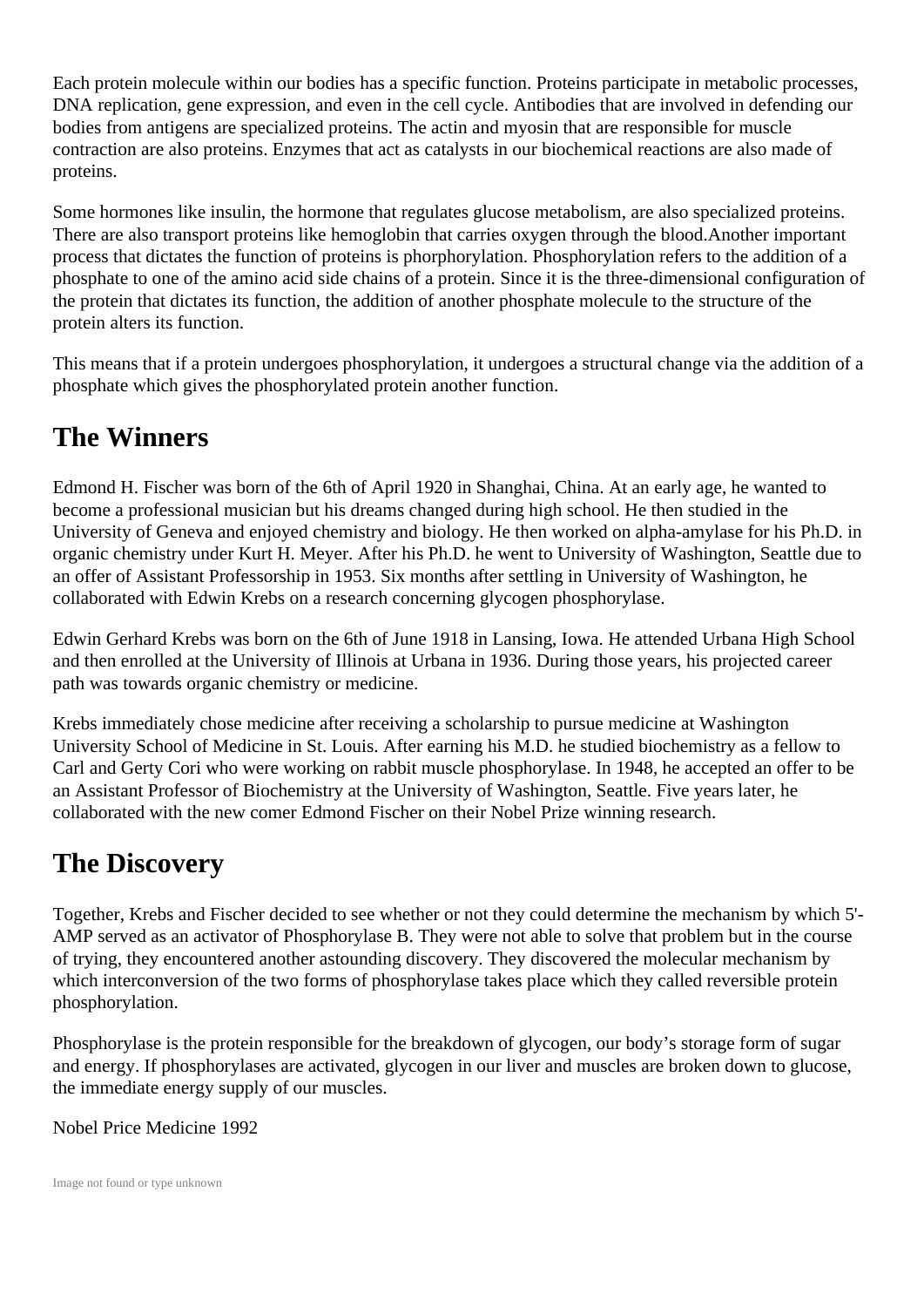Each protein molecule within our bodies has a specific function. Proteins participate in metabolic processes, DNA replication, gene expression, and even in the cell cycle. Antibodies that are involved in defending our bodies from antigens are specialized proteins. The actin and myosin that are responsible for muscle contraction are also proteins. Enzymes that act as catalysts in our biochemical reactions are also made of proteins.

Some hormones like insulin, the hormone that regulates glucose metabolism, are also specialized proteins. There are also transport proteins like hemoglobin that carries oxygen through the blood.Another important process that dictates the function of proteins is phorphorylation. Phosphorylation refers to the addition of a phosphate to one of the amino acid side chains of a protein. Since it is the three-dimensional configuration of the protein that dictates its function, the addition of another phosphate molecule to the structure of the protein alters its function.

This means that if a protein undergoes phosphorylation, it undergoes a structural change via the addition of a phosphate which gives the phosphorylated protein another function.

## The Winners

Edmond H. Fischer was born of the 6th of April 1920 in Shanghai, China. At an early age, he wanted to become a professional musician but his dreams changed during high school. He then studied in the University of Geneva and enjoyed chemistry and biology. He then worked on alpha-amylase for his Ph.D. in organic chemistry under Kurt H. Meyer. After his Ph.D. he went to University of Washington, Seattle due to an offer of Assistant Professorship in 1953. Six months after settling in University of Washington, he collaborated with Edwin Krebs on a research concerning glycogen phosphorylase.

Edwin Gerhard Krebs was born on the 6th of June 1918 in Lansing, Iowa. He attended Urbana High School and then enrolled at the University of Illinois at Urbana in 1936. During those years, his projected career path was towards organic chemistry or medicine.

Krebs immediately chose medicine after receiving a scholarship to pursue medicine at Washington University School of Medicine in St. Louis. After earning his M.D. he studied biochemistry as a fellow to Carl and Gerty Cori who were working on rabbit muscle phosphorylase. In 1948, he accepted an offer to be an Assistant Professor of Biochemistry at the University of Washington, Seattle. Five years later, he collaborated with the new comer Edmond Fischer on their Nobel Prize winning research.

## The Discovery

Together, Krebs and Fischer decided to see whether or not they could determine the mechanism by which 5'-AMP served as an activator of Phosphorylase B. They were not able to solve that problem but in the course of trying, they encountered another astounding discovery. They discovered the molecular mechanism by which interconversion of the two forms of phosphorylase takes place which they called reversible protein phosphorylation.

Phosphorylase is the protein responsible for the breakdown of glycogen, our body's storage form of sugar and energy. If phosphorylases are activated, glycogen in our liver and muscles are broken down to glucose, the immediate energy supply of our muscles.

Nobel Price Medicine 1992

Image not found or type unknown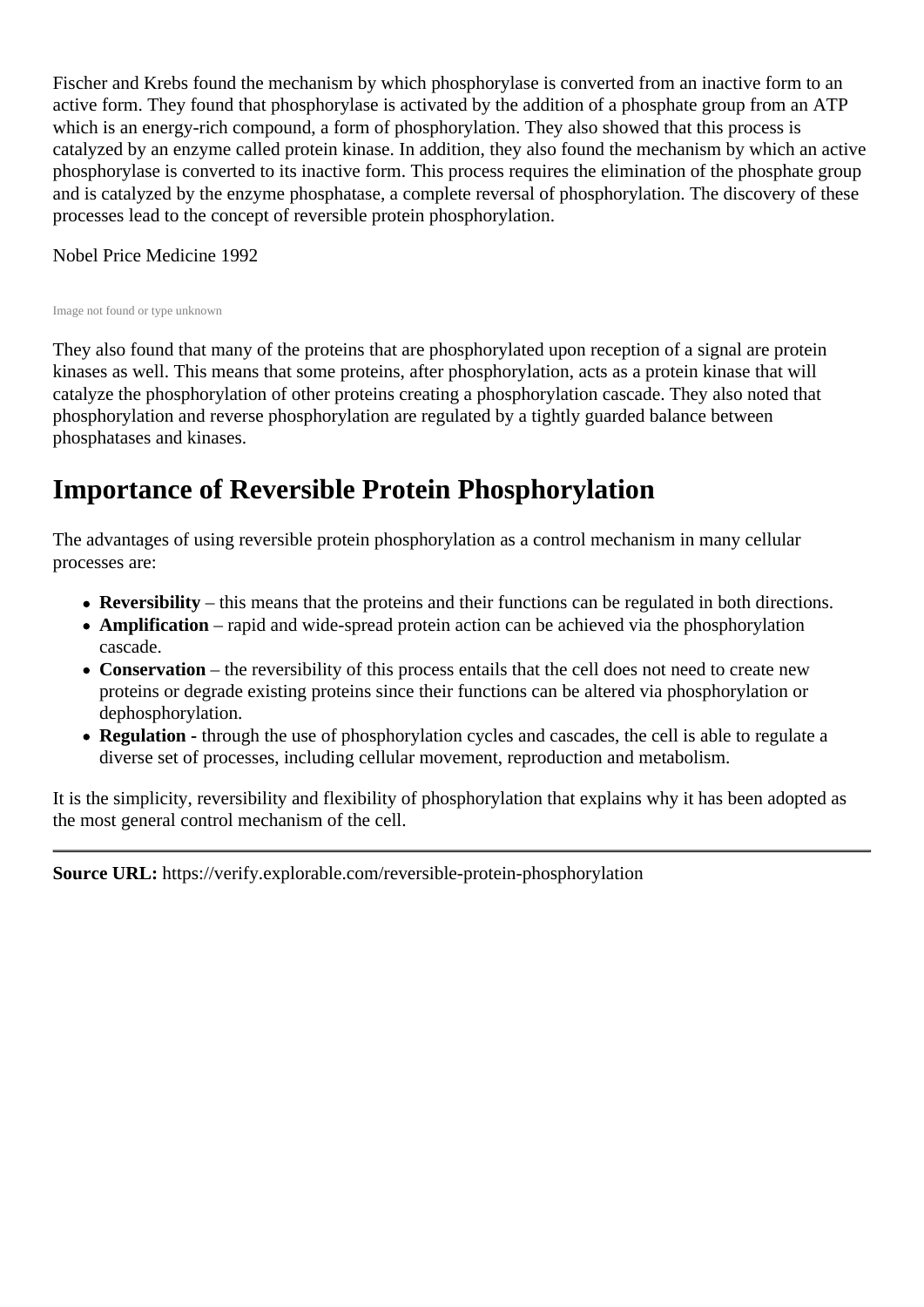Fischer and Krebs found the mechanism by which phosphorylase is converted from an inactive form to an active form. They found that phosphorylase is activated by the addition of a phosphate group from an ATP which is an energy-rich compound, a form of phosphorylation. They also showed that this process is catalyzed by an enzyme called protein kinase. In addition, they also found the mechanism by which an active phosphorylase is converted to its inactive form. This process requires the elimination of the phosphate group and is catalyzed by the enzyme phosphatase, a complete reversal of phosphorylation. The discovery of these processes lead to the concept of reversible protein phosphorylation.

Nobel Price Medicine 1992

Image not found or type unknown

They also found that many of the proteins that are phosphorylated upon reception of a signal are protein kinases as well. This means that some proteins, after phosphorylation, acts as a protein kinase that will catalyze the phosphorylation of other proteins creating a phosphorylation cascade. They also noted that phosphorylation and reverse phosphorylation are regulated by a tightly guarded balance between phosphatases and kinases.

## Importance of Reversible Protein Phosphorylation

The advantages of using reversible protein phosphorylation as a control mechanism in many cellular processes are:

- **Reversibility** – this means that the proteins and their functions can be regulated in both directions.
- **Amplification** – rapid and wide-spread protein action can be achieved via the phosphorylation cascade.
- **Conservation** – the reversibility of this process entails that the cell does not need to create new proteins or degrade existing proteins since their functions can be altered via phosphorylation or dephosphorylation.
- **Regulation -** through the use of phosphorylation cycles and cascades, the cell is able to regulate a diverse set of processes, including cellular movement, reproduction and metabolism.

It is the simplicity, reversibility and flexibility of phosphorylation that explains why it has been adopted as the most general control mechanism of the cell.

---

**Source URL:** https://verify.explorable.com/reversible-protein-phosphorylation